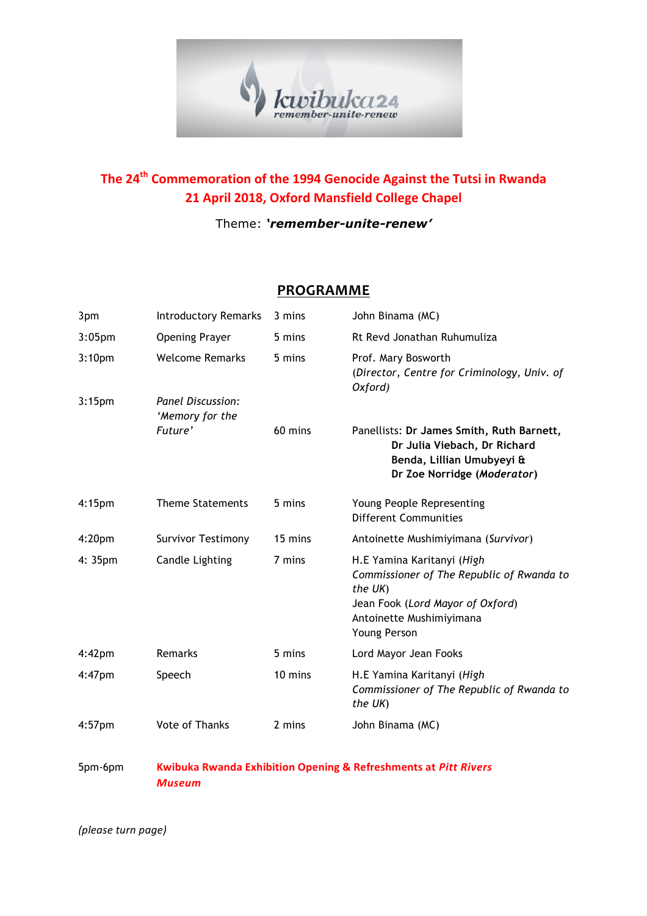kwibuka24
remember-unite-renew

# The 24th Commemoration of the 1994 Genocide Against the Tutsi in Rwanda
# 21 April 2018, Oxford Mansfield College Chapel

Theme: ***'remember-unite-renew'***

## PROGRAMME

| | | | |
|---|---|---|---|
| 3pm | Introductory Remarks | 3 mins | John Binama (MC) |
| 3:05pm | Opening Prayer | 5 mins | Rt Revd Jonathan Ruhumuliza |
| 3:10pm | Welcome Remarks | 5 mins | Prof. Mary Bosworth (*Director, Centre for Criminology, Univ. of Oxford*) |
| 3:15pm | *Panel Discussion: 'Memory for the Future'* | 60 mins | Panellists: **Dr James Smith, Ruth Barnett, Dr Julia Viebach, Dr Richard Benda, Lillian Umubyeyi & Dr Zoe Norridge (*Moderator*)** |
| 4:15pm | Theme Statements | 5 mins | Young People Representing Different Communities |
| 4:20pm | Survivor Testimony | 15 mins | Antoinette Mushimiyimana (*Survivor*) |
| 4: 35pm | Candle Lighting | 7 mins | H.E Yamina Karitanyi (*High Commissioner of The Republic of Rwanda to the UK*)<br>Jean Fook (*Lord Mayor of Oxford*)<br>Antoinette Mushimiyimana<br>Young Person |
| 4:42pm | Remarks | 5 mins | Lord Mayor Jean Fooks |
| 4:47pm | Speech | 10 mins | H.E Yamina Karitanyi (*High Commissioner of The Republic of Rwanda to the UK*) |
| 4:57pm | Vote of Thanks | 2 mins | John Binama (MC) |

5pm-6pm **Kwibuka Rwanda Exhibition Opening & Refreshments at *Pitt Rivers Museum***

*(please turn page)*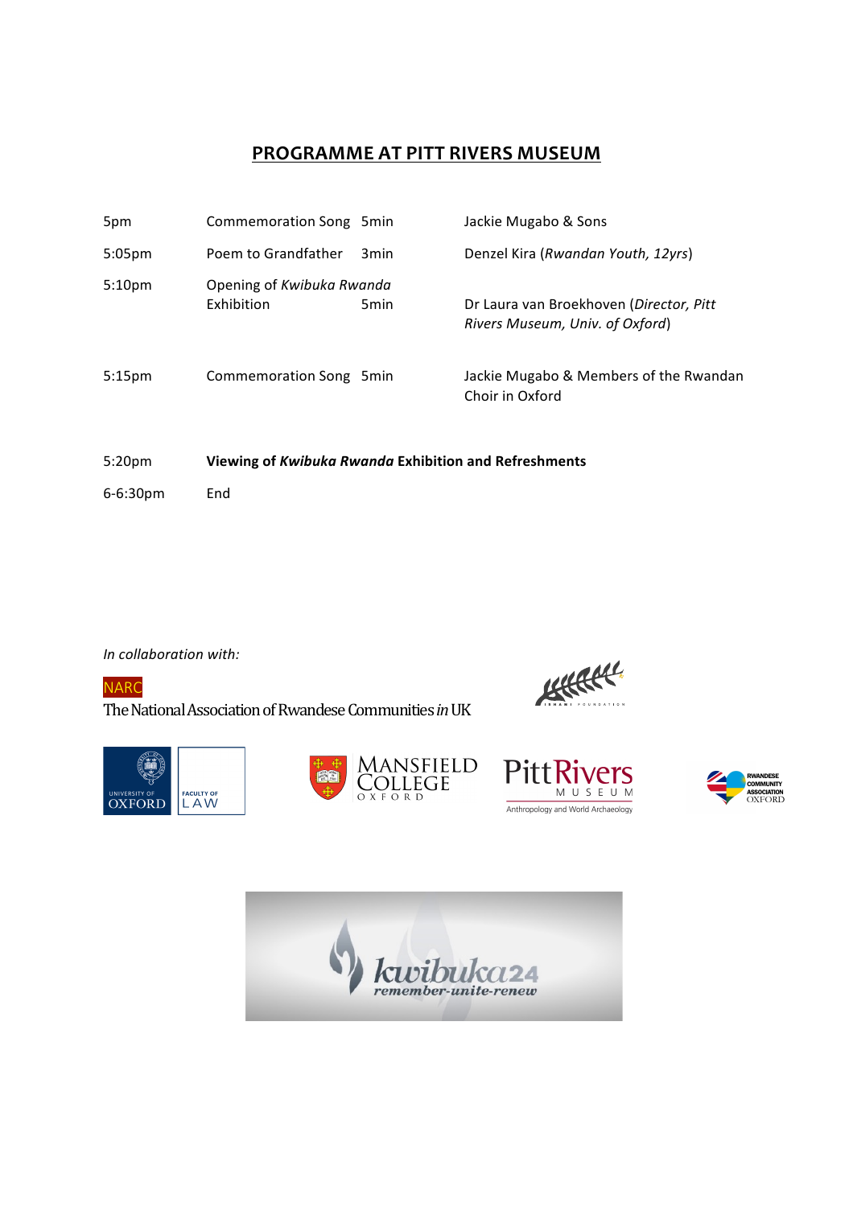## PROGRAMME AT PITT RIVERS MUSEUM

| | | | |
|---|---|---|---|
| 5pm | Commemoration Song | 5min | Jackie Mugabo & Sons |
| 5:05pm | Poem to Grandfather | 3min | Denzel Kira (*Rwandan Youth, 12yrs*) |
| 5:10pm | Opening of *Kwibuka Rwanda* Exhibition | 5min | Dr Laura van Broekhoven (*Director, Pitt Rivers Museum, Univ. of Oxford*) |
| 5:15pm | Commemoration Song | 5min | Jackie Mugabo & Members of the Rwandan Choir in Oxford |
| 5:20pm | **Viewing of *Kwibuka Rwanda* Exhibition and Refreshments** | | |
| 6-6:30pm | End | | |

*In collaboration with:*

NARC
The National Association of Rwandese Communities *in* UK

ISHAMI FOUNDATION

UNIVERSITY OF OXFORD | FACULTY OF LAW

MANSFIELD COLLEGE OXFORD

Pitt Rivers Museum
Anthropology and World Archaeology

RWANDESE COMMUNITY ASSOCIATION OXFORD

kwibuka24
remember-unite-renew